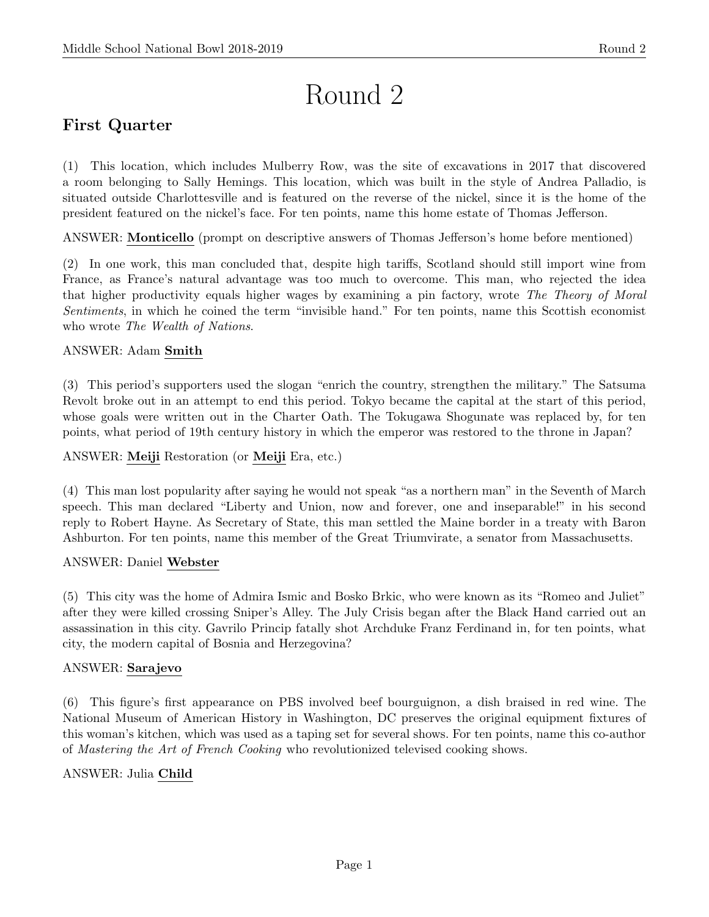# Round 2

## First Quarter

(1) This location, which includes Mulberry Row, was the site of excavations in 2017 that discovered a room belonging to Sally Hemings. This location, which was built in the style of Andrea Palladio, is situated outside Charlottesville and is featured on the reverse of the nickel, since it is the home of the president featured on the nickel's face. For ten points, name this home estate of Thomas Jefferson.

ANSWER: **Monticello** (prompt on descriptive answers of Thomas Jefferson's home before mentioned)

(2) In one work, this man concluded that, despite high tariffs, Scotland should still import wine from France, as France's natural advantage was too much to overcome. This man, who rejected the idea that higher productivity equals higher wages by examining a pin factory, wrote *The Theory of Moral Sentiments*, in which he coined the term "invisible hand." For ten points, name this Scottish economist who wrote *The Wealth of Nations*.

ANSWER: Adam **Smith**

(3) This period's supporters used the slogan "enrich the country, strengthen the military." The Satsuma Revolt broke out in an attempt to end this period. Tokyo became the capital at the start of this period, whose goals were written out in the Charter Oath. The Tokugawa Shogunate was replaced by, for ten points, what period of 19th century history in which the emperor was restored to the throne in Japan?

ANSWER: **Meiji** Restoration (or **Meiji** Era, etc.)

(4) This man lost popularity after saying he would not speak "as a northern man" in the Seventh of March speech. This man declared "Liberty and Union, now and forever, one and inseparable!" in his second reply to Robert Hayne. As Secretary of State, this man settled the Maine border in a treaty with Baron Ashburton. For ten points, name this member of the Great Triumvirate, a senator from Massachusetts.

ANSWER: Daniel **Webster**

(5) This city was the home of Admira Ismic and Bosko Brkic, who were known as its "Romeo and Juliet" after they were killed crossing Sniper's Alley. The July Crisis began after the Black Hand carried out an assassination in this city. Gavrilo Princip fatally shot Archduke Franz Ferdinand in, for ten points, what city, the modern capital of Bosnia and Herzegovina?

ANSWER: **Sarajevo**

(6) This figure's first appearance on PBS involved beef bourguignon, a dish braised in red wine. The National Museum of American History in Washington, DC preserves the original equipment fixtures of this woman's kitchen, which was used as a taping set for several shows. For ten points, name this co-author of *Mastering the Art of French Cooking* who revolutionized televised cooking shows.

ANSWER: Julia **Child**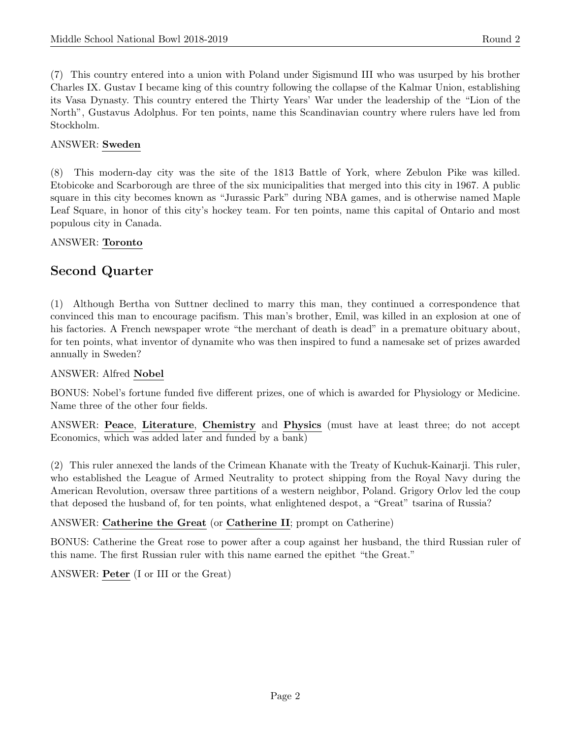(7) This country entered into a union with Poland under Sigismund III who was usurped by his brother Charles IX. Gustav I became king of this country following the collapse of the Kalmar Union, establishing its Vasa Dynasty. This country entered the Thirty Years' War under the leadership of the "Lion of the North", Gustavus Adolphus. For ten points, name this Scandinavian country where rulers have led from Stockholm.

ANSWER: **Sweden**

(8) This modern-day city was the site of the 1813 Battle of York, where Zebulon Pike was killed. Etobicoke and Scarborough are three of the six municipalities that merged into this city in 1967. A public square in this city becomes known as "Jurassic Park" during NBA games, and is otherwise named Maple Leaf Square, in honor of this city's hockey team. For ten points, name this capital of Ontario and most populous city in Canada.

ANSWER: **Toronto**

## Second Quarter

(1) Although Bertha von Suttner declined to marry this man, they continued a correspondence that convinced this man to encourage pacifism. This man's brother, Emil, was killed in an explosion at one of his factories. A French newspaper wrote "the merchant of death is dead" in a premature obituary about, for ten points, what inventor of dynamite who was then inspired to fund a namesake set of prizes awarded annually in Sweden?

ANSWER: Alfred **Nobel**

BONUS: Nobel's fortune funded five different prizes, one of which is awarded for Physiology or Medicine. Name three of the other four fields.

ANSWER: **Peace**, **Literature**, **Chemistry** and **Physics** (must have at least three; do not accept Economics, which was added later and funded by a bank)

(2) This ruler annexed the lands of the Crimean Khanate with the Treaty of Kuchuk-Kainarji. This ruler, who established the League of Armed Neutrality to protect shipping from the Royal Navy during the American Revolution, oversaw three partitions of a western neighbor, Poland. Grigory Orlov led the coup that deposed the husband of, for ten points, what enlightened despot, a "Great" tsarina of Russia?

ANSWER: **Catherine the Great** (or **Catherine II**; prompt on Catherine)

BONUS: Catherine the Great rose to power after a coup against her husband, the third Russian ruler of this name. The first Russian ruler with this name earned the epithet "the Great."

ANSWER: **Peter** (I or III or the Great)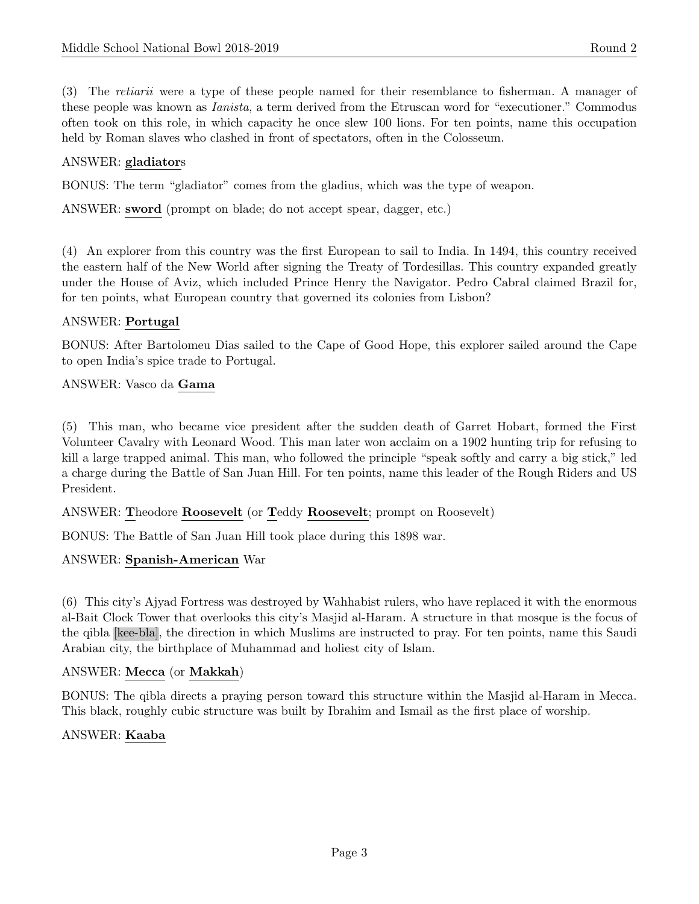(3) The *retiarii* were a type of these people named for their resemblance to fisherman. A manager of these people was known as *Ianista*, a term derived from the Etruscan word for "executioner." Commodus often took on this role, in which capacity he once slew 100 lions. For ten points, name this occupation held by Roman slaves who clashed in front of spectators, often in the Colosseum.

ANSWER: **gladiator**s

BONUS: The term "gladiator" comes from the gladius, which was the type of weapon.

ANSWER: **sword** (prompt on blade; do not accept spear, dagger, etc.)

(4) An explorer from this country was the first European to sail to India. In 1494, this country received the eastern half of the New World after signing the Treaty of Tordesillas. This country expanded greatly under the House of Aviz, which included Prince Henry the Navigator. Pedro Cabral claimed Brazil for, for ten points, what European country that governed its colonies from Lisbon?

ANSWER: **Portugal**

BONUS: After Bartolomeu Dias sailed to the Cape of Good Hope, this explorer sailed around the Cape to open India's spice trade to Portugal.

ANSWER: Vasco da **Gama**

(5) This man, who became vice president after the sudden death of Garret Hobart, formed the First Volunteer Cavalry with Leonard Wood. This man later won acclaim on a 1902 hunting trip for refusing to kill a large trapped animal. This man, who followed the principle "speak softly and carry a big stick," led a charge during the Battle of San Juan Hill. For ten points, name this leader of the Rough Riders and US President.

ANSWER: **T**heodore **Roosevelt** (or **T**eddy **Roosevelt**; prompt on Roosevelt)

BONUS: The Battle of San Juan Hill took place during this 1898 war.

ANSWER: **Spanish-American** War

(6) This city's Ajyad Fortress was destroyed by Wahhabist rulers, who have replaced it with the enormous al-Bait Clock Tower that overlooks this city's Masjid al-Haram. A structure in that mosque is the focus of the qibla [kee-bla], the direction in which Muslims are instructed to pray. For ten points, name this Saudi Arabian city, the birthplace of Muhammad and holiest city of Islam.

ANSWER: **Mecca** (or **Makkah**)

BONUS: The qibla directs a praying person toward this structure within the Masjid al-Haram in Mecca. This black, roughly cubic structure was built by Ibrahim and Ismail as the first place of worship.

ANSWER: **Kaaba**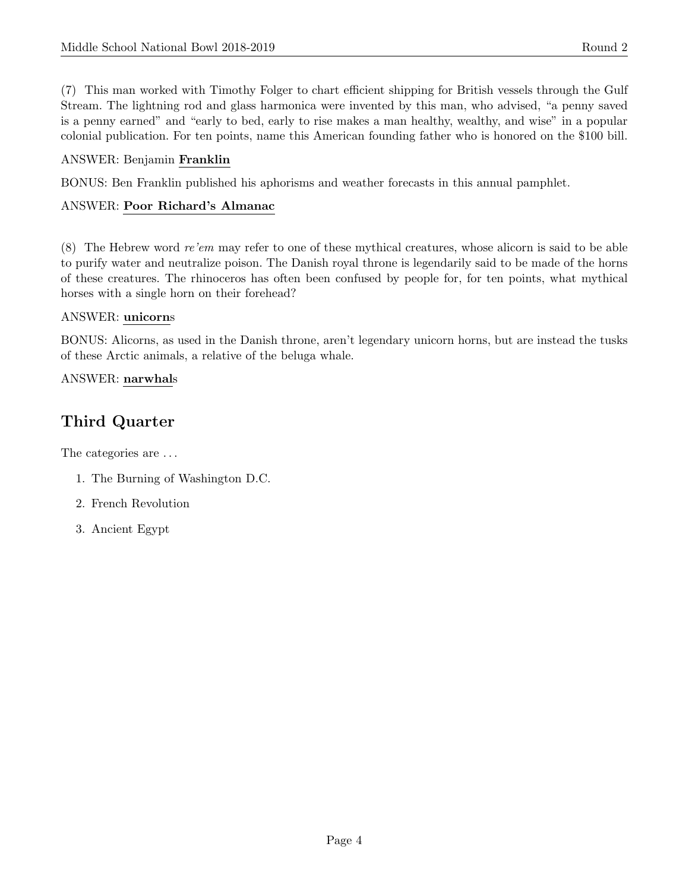(7) This man worked with Timothy Folger to chart efficient shipping for British vessels through the Gulf Stream. The lightning rod and glass harmonica were invented by this man, who advised, "a penny saved is a penny earned" and "early to bed, early to rise makes a man healthy, wealthy, and wise" in a popular colonial publication. For ten points, name this American founding father who is honored on the $100 bill.

ANSWER: Benjamin **Franklin**

BONUS: Ben Franklin published his aphorisms and weather forecasts in this annual pamphlet.

ANSWER: **Poor Richard's Almanac**

(8) The Hebrew word *re'em* may refer to one of these mythical creatures, whose alicorn is said to be able to purify water and neutralize poison. The Danish royal throne is legendarily said to be made of the horns of these creatures. The rhinoceros has often been confused by people for, for ten points, what mythical horses with a single horn on their forehead?

ANSWER: **unicorn**s

BONUS: Alicorns, as used in the Danish throne, aren't legendary unicorn horns, but are instead the tusks of these Arctic animals, a relative of the beluga whale.

ANSWER: **narwhal**s

## Third Quarter

The categories are ...

1. The Burning of Washington D.C.
2. French Revolution
3. Ancient Egypt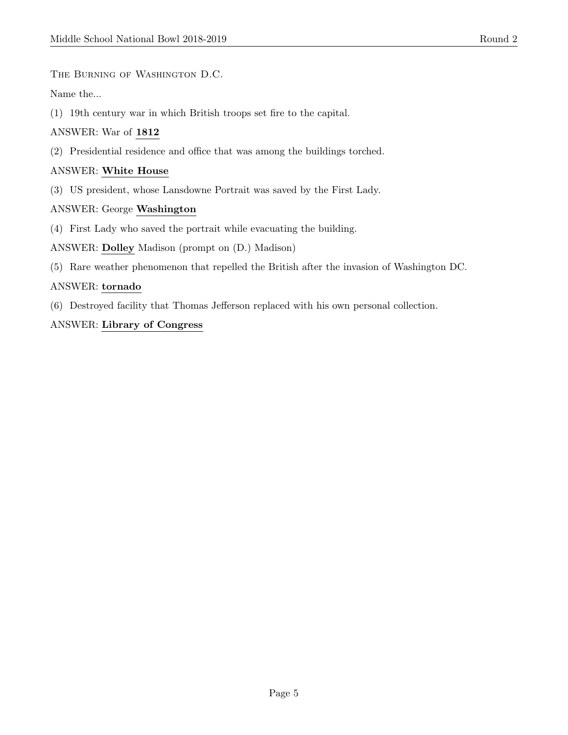The Burning of Washington D.C.

Name the...

(1) 19th century war in which British troops set fire to the capital.

ANSWER: War of **1812**

(2) Presidential residence and office that was among the buildings torched.

ANSWER: **White House**

(3) US president, whose Lansdowne Portrait was saved by the First Lady.

ANSWER: George **Washington**

(4) First Lady who saved the portrait while evacuating the building.

ANSWER: **Dolley** Madison (prompt on (D.) Madison)

(5) Rare weather phenomenon that repelled the British after the invasion of Washington DC.

ANSWER: **tornado**

(6) Destroyed facility that Thomas Jefferson replaced with his own personal collection.

ANSWER: **Library of Congress**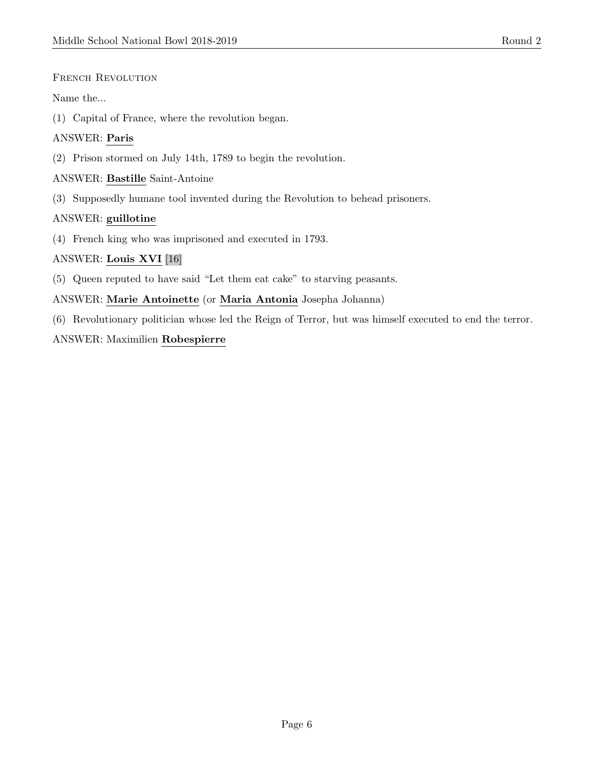French Revolution

Name the...

(1) Capital of France, where the revolution began.

ANSWER: **Paris**

(2) Prison stormed on July 14th, 1789 to begin the revolution.

ANSWER: **Bastille** Saint-Antoine

(3) Supposedly humane tool invented during the Revolution to behead prisoners.

ANSWER: **guillotine**

(4) French king who was imprisoned and executed in 1793.

ANSWER: **Louis XVI** [16]

(5) Queen reputed to have said "Let them eat cake" to starving peasants.

ANSWER: **Marie Antoinette** (or **Maria Antonia** Josepha Johanna)

(6) Revolutionary politician whose led the Reign of Terror, but was himself executed to end the terror.

ANSWER: Maximilien **Robespierre**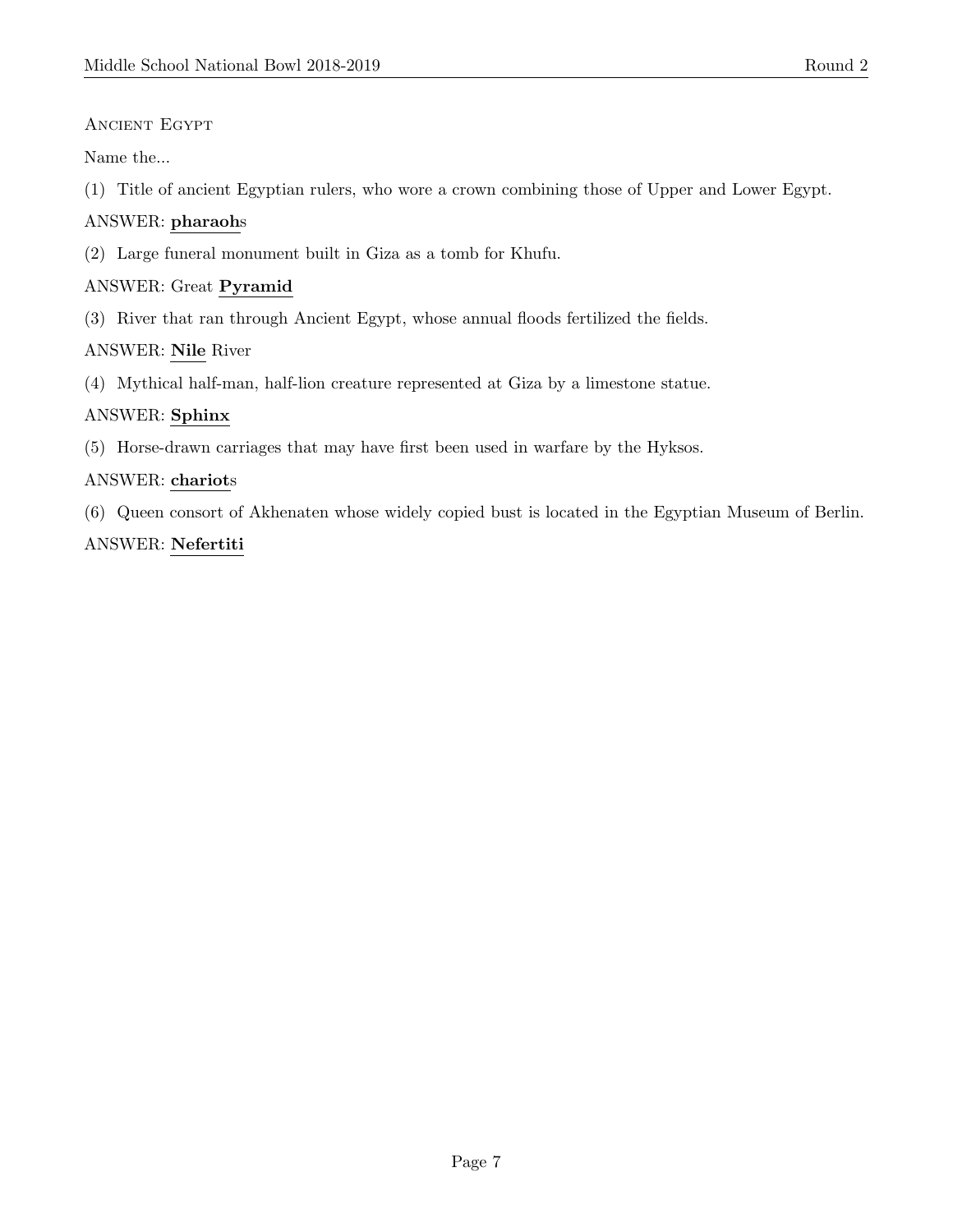Ancient Egypt

Name the...

(1) Title of ancient Egyptian rulers, who wore a crown combining those of Upper and Lower Egypt.

ANSWER: **pharaoh**s

(2) Large funeral monument built in Giza as a tomb for Khufu.

ANSWER: Great **Pyramid**

(3) River that ran through Ancient Egypt, whose annual floods fertilized the fields.

ANSWER: **Nile** River

(4) Mythical half-man, half-lion creature represented at Giza by a limestone statue.

ANSWER: **Sphinx**

(5) Horse-drawn carriages that may have first been used in warfare by the Hyksos.

ANSWER: **chariot**s

(6) Queen consort of Akhenaten whose widely copied bust is located in the Egyptian Museum of Berlin.

ANSWER: **Nefertiti**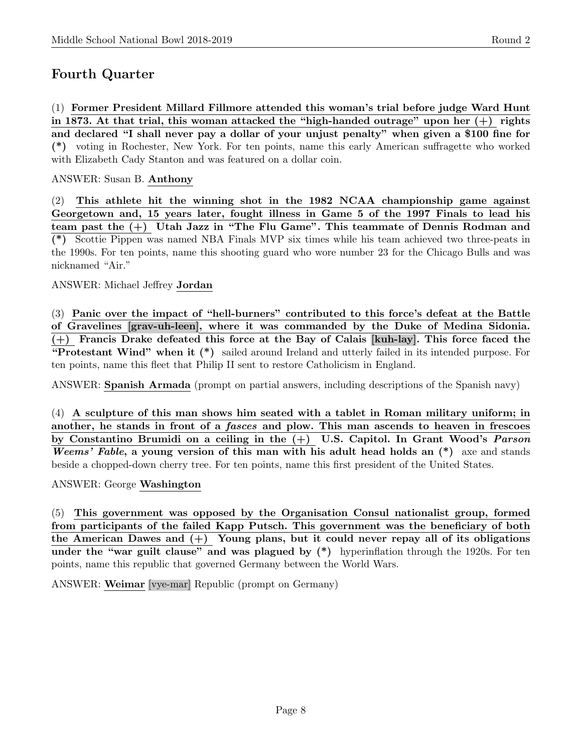## Fourth Quarter

(1) **Former President Millard Fillmore attended this woman's trial before judge Ward Hunt in 1873. At that trial, this woman attacked the "high-handed outrage" upon her (+) rights and declared "I shall never pay a dollar of your unjust penalty" when given a $100 fine for (*)** voting in Rochester, New York. For ten points, name this early American suffragette who worked with Elizabeth Cady Stanton and was featured on a dollar coin.

ANSWER: Susan B. **Anthony**

(2) **This athlete hit the winning shot in the 1982 NCAA championship game against Georgetown and, 15 years later, fought illness in Game 5 of the 1997 Finals to lead his team past the (+) Utah Jazz in "The Flu Game". This teammate of Dennis Rodman and (*)** Scottie Pippen was named NBA Finals MVP six times while his team achieved two three-peats in the 1990s. For ten points, name this shooting guard who wore number 23 for the Chicago Bulls and was nicknamed "Air."

ANSWER: Michael Jeffrey **Jordan**

(3) **Panic over the impact of "hell-burners" contributed to this force's defeat at the Battle of Gravelines [grav-uh-leen], where it was commanded by the Duke of Medina Sidonia. (+) Francis Drake defeated this force at the Bay of Calais [kuh-lay]. This force faced the "Protestant Wind" when it (*)** sailed around Ireland and utterly failed in its intended purpose. For ten points, name this fleet that Philip II sent to restore Catholicism in England.

ANSWER: **Spanish Armada** (prompt on partial answers, including descriptions of the Spanish navy)

(4) **A sculpture of this man shows him seated with a tablet in Roman military uniform; in another, he stands in front of a *fasces* and plow. This man ascends to heaven in frescoes by Constantino Brumidi on a ceiling in the (+) U.S. Capitol. In Grant Wood's *Parson Weems' Fable*, a young version of this man with his adult head holds an (*)** axe and stands beside a chopped-down cherry tree. For ten points, name this first president of the United States.

ANSWER: George **Washington**

(5) **This government was opposed by the Organisation Consul nationalist group, formed from participants of the failed Kapp Putsch. This government was the beneficiary of both the American Dawes and (+) Young plans, but it could never repay all of its obligations under the "war guilt clause" and was plagued by (*)** hyperinflation through the 1920s. For ten points, name this republic that governed Germany between the World Wars.

ANSWER: **Weimar** [vye-mar] Republic (prompt on Germany)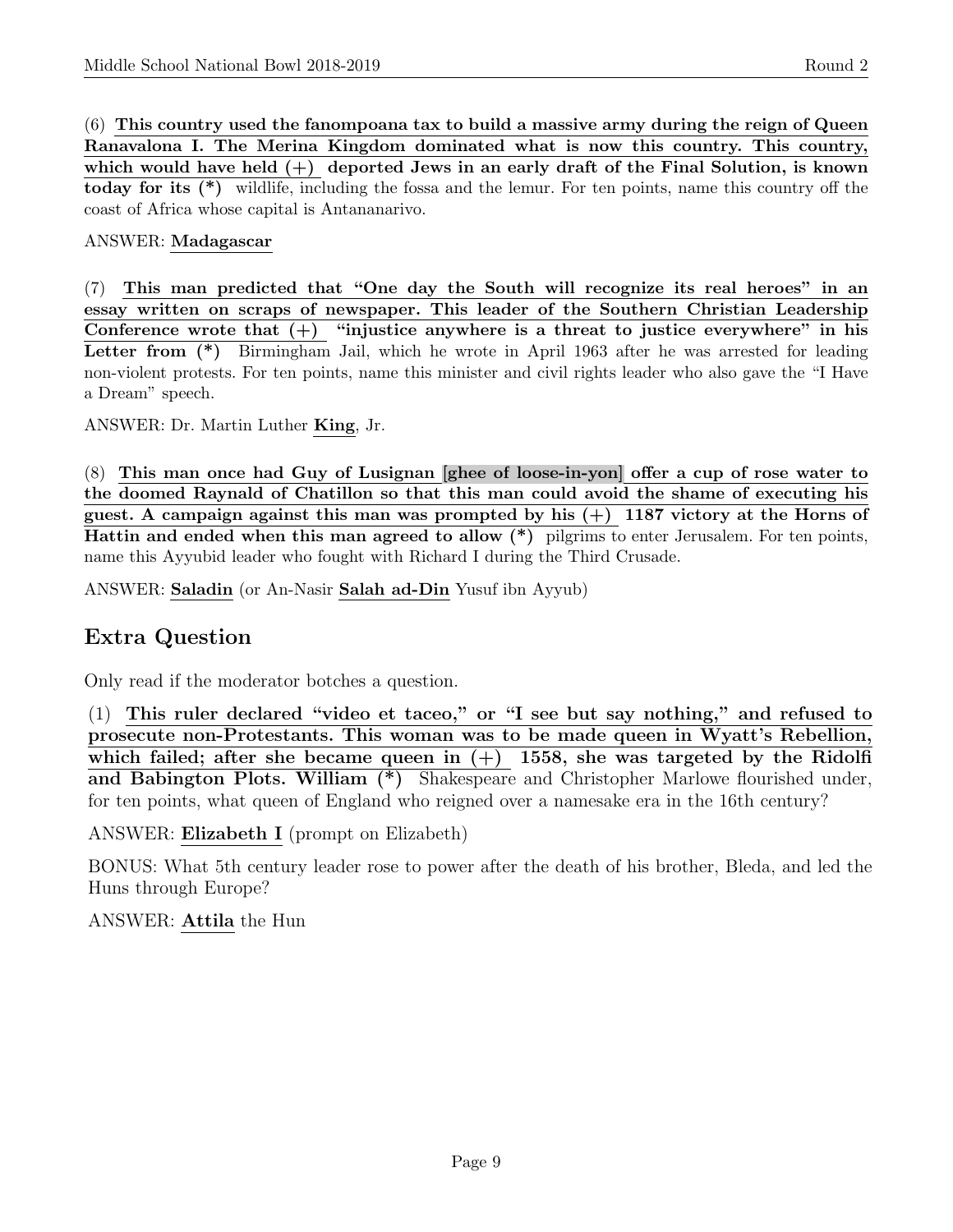(6) **This country used the fanompoana tax to build a massive army during the reign of Queen Ranavalona I. The Merina Kingdom dominated what is now this country. This country, which would have held (+) deported Jews in an early draft of the Final Solution, is known today for its (*)** wildlife, including the fossa and the lemur. For ten points, name this country off the coast of Africa whose capital is Antananarivo.

ANSWER: **Madagascar**

(7) **This man predicted that "One day the South will recognize its real heroes" in an essay written on scraps of newspaper. This leader of the Southern Christian Leadership Conference wrote that (+) "injustice anywhere is a threat to justice everywhere" in his Letter from (*)** Birmingham Jail, which he wrote in April 1963 after he was arrested for leading non-violent protests. For ten points, name this minister and civil rights leader who also gave the "I Have a Dream" speech.

ANSWER: Dr. Martin Luther **King**, Jr.

(8) **This man once had Guy of Lusignan [ghee of loose-in-yon] offer a cup of rose water to the doomed Raynald of Chatillon so that this man could avoid the shame of executing his guest. A campaign against this man was prompted by his (+) 1187 victory at the Horns of Hattin and ended when this man agreed to allow (*)** pilgrims to enter Jerusalem. For ten points, name this Ayyubid leader who fought with Richard I during the Third Crusade.

ANSWER: **Saladin** (or An-Nasir **Salah ad-Din** Yusuf ibn Ayyub)

## Extra Question

Only read if the moderator botches a question.

(1) **This ruler declared "video et taceo," or "I see but say nothing," and refused to prosecute non-Protestants. This woman was to be made queen in Wyatt's Rebellion, which failed; after she became queen in (+) 1558, she was targeted by the Ridolfi and Babington Plots. William (*)** Shakespeare and Christopher Marlowe flourished under, for ten points, what queen of England who reigned over a namesake era in the 16th century?

ANSWER: **Elizabeth I** (prompt on Elizabeth)

BONUS: What 5th century leader rose to power after the death of his brother, Bleda, and led the Huns through Europe?

ANSWER: **Attila** the Hun